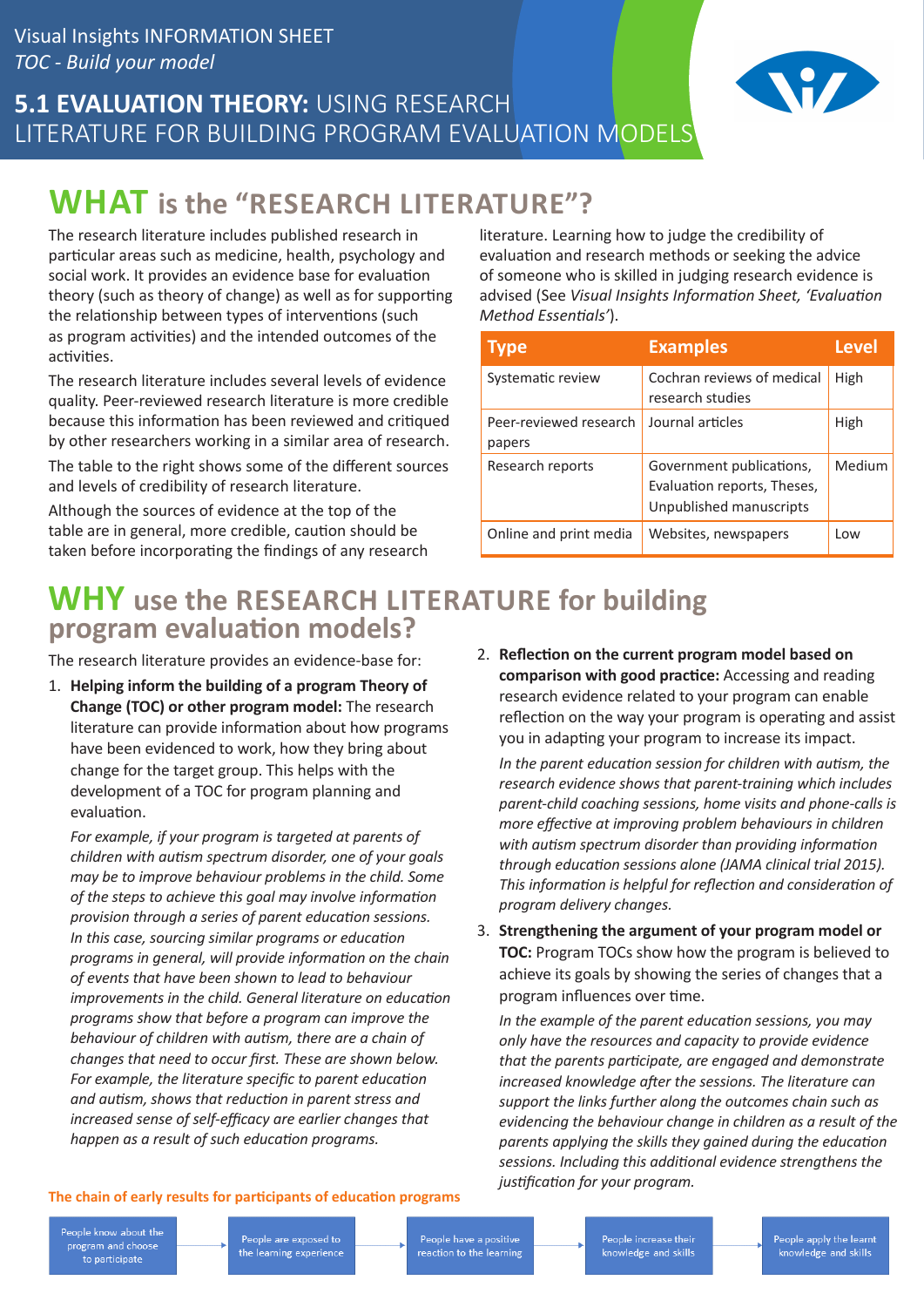Visual Insights INFORMATION SHEET

*TOC - Build your model*

# 5.1 EVALUATION THEORY: USING RESEARCH LITERATURE FOR BUILDING PROGRAM EVALUATION MODELS

## WHAT is the "RESEARCH LITERATURE"?

The research literature includes published research in particular areas such as medicine, health, psychology and social work. It provides an evidence base for evaluation theory (such as theory of change) as well as for supporting the relationship between types of interventions (such as program activities) and the intended outcomes of the activities.

The research literature includes several levels of evidence quality. Peer-reviewed research literature is more credible because this information has been reviewed and critiqued by other researchers working in a similar area of research.

The table to the right shows some of the different sources and levels of credibility of research literature.

Although the sources of evidence at the top of the table are in general, more credible, caution should be taken before incorporating the findings of any research literature. Learning how to judge the credibility of evaluation and research methods or seeking the advice of someone who is skilled in judging research evidence is advised (See *Visual Insights Information Sheet, 'Evaluation Method Essentials'*).

| Type | Examples | Level |
|---|---|---|
| Systematic review | Cochran reviews of medical research studies | High |
| Peer-reviewed research papers | Journal articles | High |
| Research reports | Government publications, Evaluation reports, Theses, Unpublished manuscripts | Medium |
| Online and print media | Websites, newspapers | Low |

## WHY use the RESEARCH LITERATURE for building program evaluation models?

The research literature provides an evidence-base for:

1. **Helping inform the building of a program Theory of Change (TOC) or other program model:** The research literature can provide information about how programs have been evidenced to work, how they bring about change for the target group. This helps with the development of a TOC for program planning and evaluation.

   *For example, if your program is targeted at parents of children with autism spectrum disorder, one of your goals may be to improve behaviour problems in the child. Some of the steps to achieve this goal may involve information provision through a series of parent education sessions. In this case, sourcing similar programs or education programs in general, will provide information on the chain of events that have been shown to lead to behaviour improvements in the child. General literature on education programs show that before a program can improve the behaviour of children with autism, there are a chain of changes that need to occur first. These are shown below. For example, the literature specific to parent education and autism, shows that reduction in parent stress and increased sense of self-efficacy are earlier changes that happen as a result of such education programs.*

2. **Reflection on the current program model based on comparison with good practice:** Accessing and reading research evidence related to your program can enable reflection on the way your program is operating and assist you in adapting your program to increase its impact.

   *In the parent education session for children with autism, the research evidence shows that parent-training which includes parent-child coaching sessions, home visits and phone-calls is more effective at improving problem behaviours in children with autism spectrum disorder than providing information through education sessions alone (JAMA clinical trial 2015). This information is helpful for reflection and consideration of program delivery changes.*

3. **Strengthening the argument of your program model or TOC:** Program TOCs show how the program is believed to achieve its goals by showing the series of changes that a program influences over time.

   *In the example of the parent education sessions, you may only have the resources and capacity to provide evidence that the parents participate, are engaged and demonstrate increased knowledge after the sessions. The literature can support the links further along the outcomes chain such as evidencing the behaviour change in children as a result of the parents applying the skills they gained during the education sessions. Including this additional evidence strengthens the justification for your program.*

**The chain of early results for participants of education programs**

People know about the program and choose to participate → People are exposed to the learning experience → People have a positive reaction to the learning → People increase their knowledge and skills → People apply the learnt knowledge and skills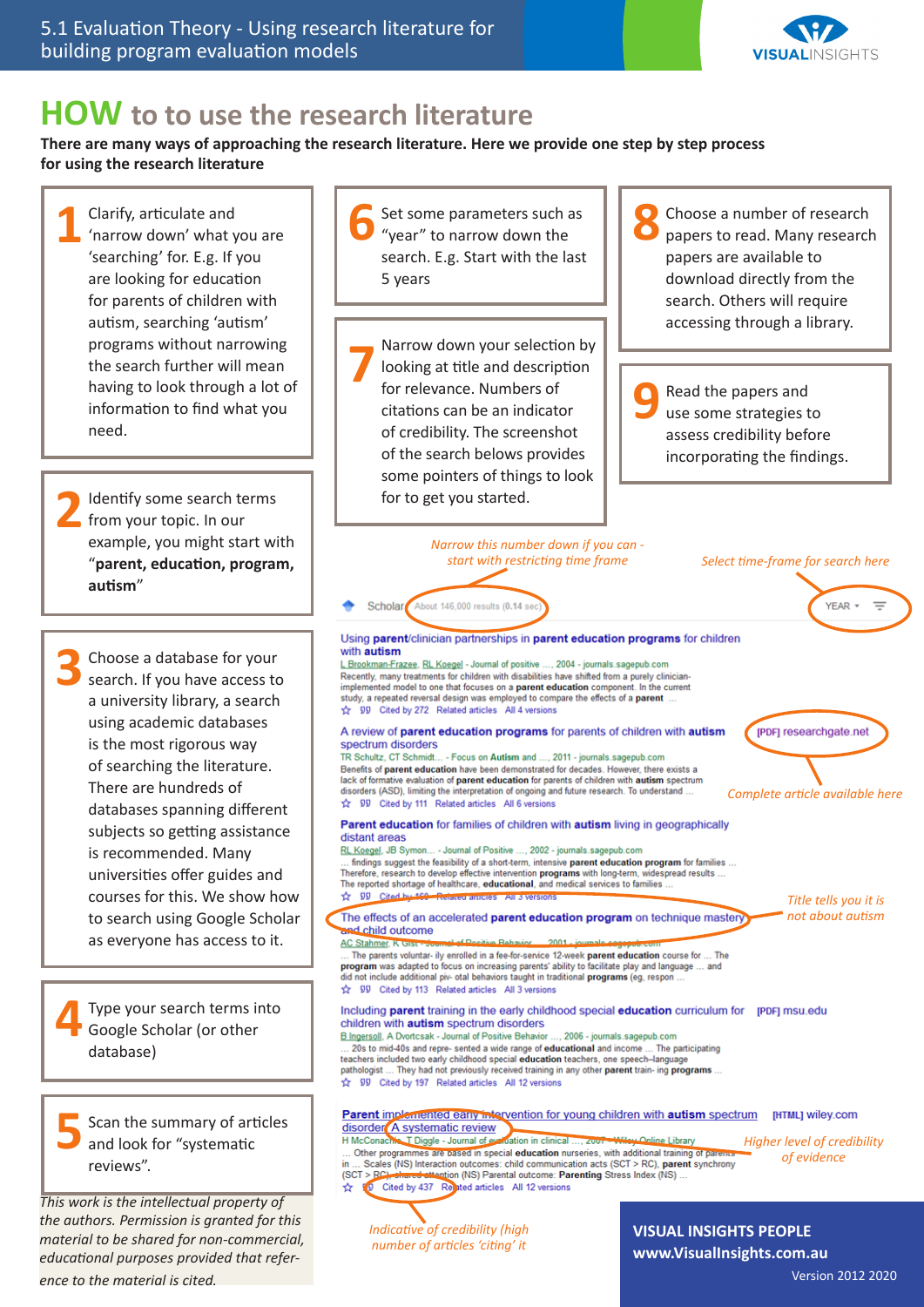# HOW to to use the research literature

**There are many ways of approaching the research literature. Here we provide one step by step process for using the research literature**

**1** Clarify, articulate and 'narrow down' what you are 'searching' for. E.g. If you are looking for education for parents of children with autism, searching 'autism' programs without narrowing the search further will mean having to look through a lot of information to find what you need.

**2** Identify some search terms from your topic. In our example, you might start with "**parent, education, program, autism**"

**3** Choose a database for your search. If you have access to a university library, a search using academic databases is the most rigorous way of searching the literature. There are hundreds of databases spanning different subjects so getting assistance is recommended. Many universities offer guides and courses for this. We show how to search using Google Scholar as everyone has access to it.

**4** Type your search terms into Google Scholar (or other database)

**5** Scan the summary of articles and look for "systematic reviews".

**6** Set some parameters such as "year" to narrow down the search. E.g. Start with the last 5 years

**7** Narrow down your selection by looking at title and description for relevance. Numbers of citations can be an indicator of credibility. The screenshot of the search belows provides some pointers of things to look for to get you started.

**8** Choose a number of research papers to read. Many research papers are available to download directly from the search. Others will require accessing through a library.

**9** Read the papers and use some strategies to assess credibility before incorporating the findings.

*Narrow this number down if you can - start with restricting time frame*

*Select time-frame for search here*

*Complete article available here*

*Title tells you it is not about autism*

*Higher level of credibility of evidence*

*Indicative of credibility (high number of articles 'citing' it*

*This work is the intellectual property of the authors. Permission is granted for this material to be shared for non-commercial, educational purposes provided that reference to the material is cited.*

**VISUAL INSIGHTS PEOPLE**
**www.VisualInsights.com.au**
Version 2012 2020